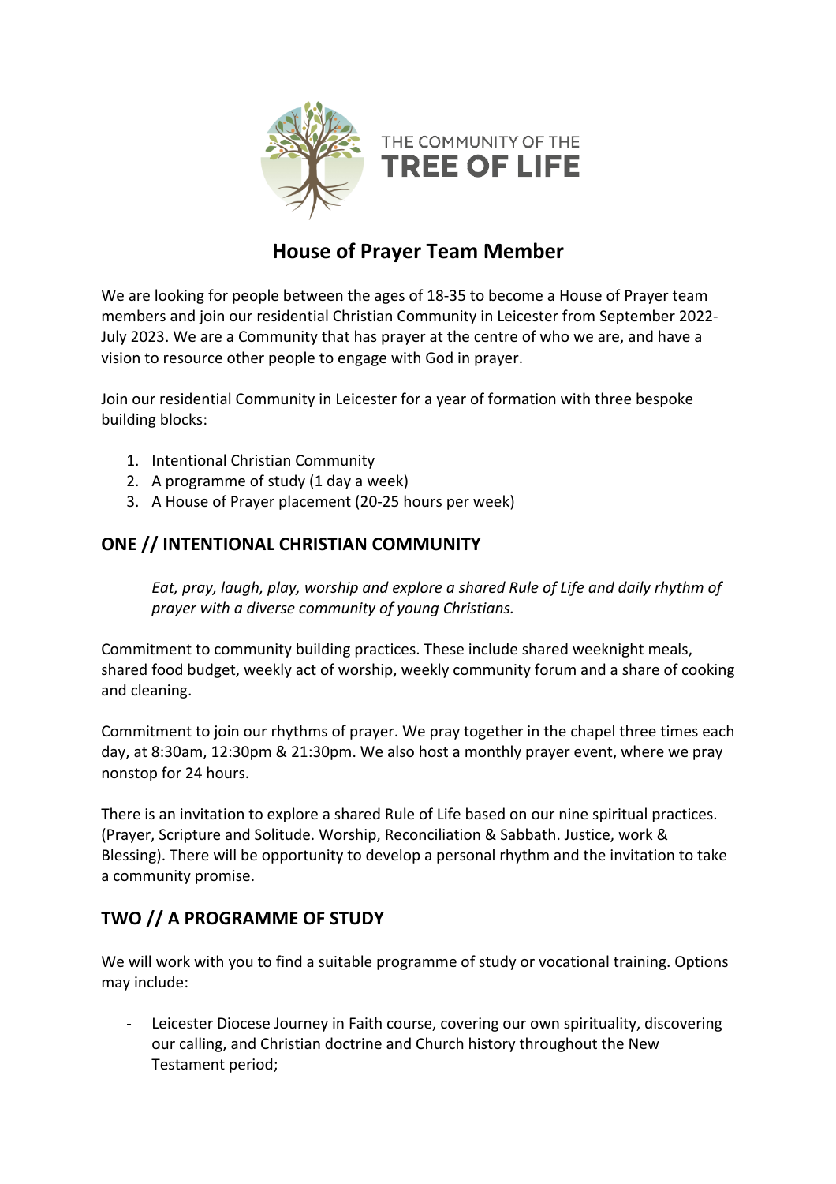THE COMMUNITY OF THE
**TREE OF LIFE**

# House of Prayer Team Member

We are looking for people between the ages of 18-35 to become a House of Prayer team members and join our residential Christian Community in Leicester from September 2022-July 2023. We are a Community that has prayer at the centre of who we are, and have a vision to resource other people to engage with God in prayer.

Join our residential Community in Leicester for a year of formation with three bespoke building blocks:

1. Intentional Christian Community
2. A programme of study (1 day a week)
3. A House of Prayer placement (20-25 hours per week)

## ONE // INTENTIONAL CHRISTIAN COMMUNITY

> *Eat, pray, laugh, play, worship and explore a shared Rule of Life and daily rhythm of prayer with a diverse community of young Christians.*

Commitment to community building practices. These include shared weeknight meals, shared food budget, weekly act of worship, weekly community forum and a share of cooking and cleaning.

Commitment to join our rhythms of prayer. We pray together in the chapel three times each day, at 8:30am, 12:30pm & 21:30pm. We also host a monthly prayer event, where we pray nonstop for 24 hours.

There is an invitation to explore a shared Rule of Life based on our nine spiritual practices. (Prayer, Scripture and Solitude. Worship, Reconciliation & Sabbath. Justice, work & Blessing). There will be opportunity to develop a personal rhythm and the invitation to take a community promise.

## TWO // A PROGRAMME OF STUDY

We will work with you to find a suitable programme of study or vocational training. Options may include:

- Leicester Diocese Journey in Faith course, covering our own spirituality, discovering our calling, and Christian doctrine and Church history throughout the New Testament period;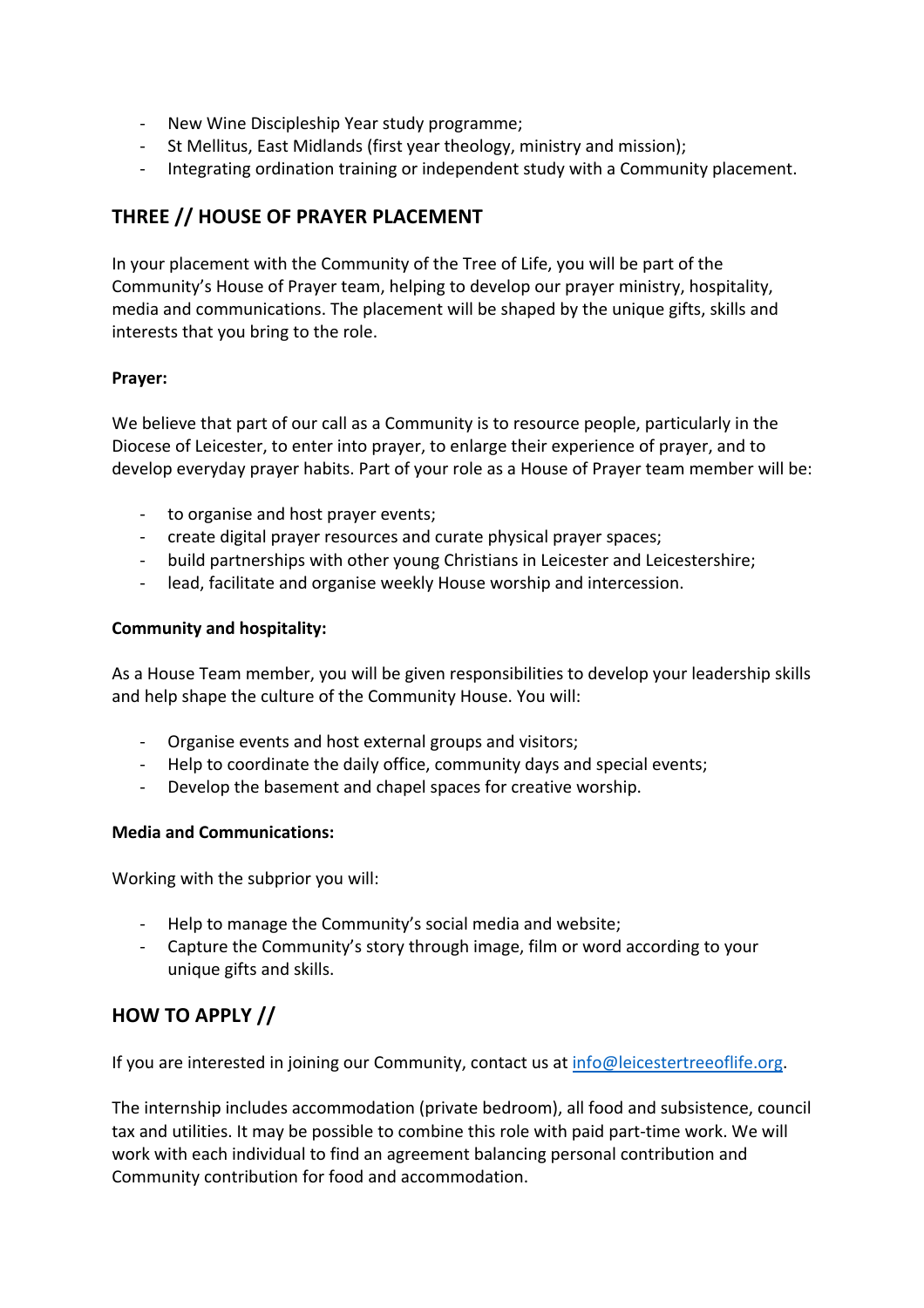- New Wine Discipleship Year study programme;
- St Mellitus, East Midlands (first year theology, ministry and mission);
- Integrating ordination training or independent study with a Community placement.

## THREE // HOUSE OF PRAYER PLACEMENT

In your placement with the Community of the Tree of Life, you will be part of the Community's House of Prayer team, helping to develop our prayer ministry, hospitality, media and communications. The placement will be shaped by the unique gifts, skills and interests that you bring to the role.

**Prayer:**

We believe that part of our call as a Community is to resource people, particularly in the Diocese of Leicester, to enter into prayer, to enlarge their experience of prayer, and to develop everyday prayer habits. Part of your role as a House of Prayer team member will be:

- to organise and host prayer events;
- create digital prayer resources and curate physical prayer spaces;
- build partnerships with other young Christians in Leicester and Leicestershire;
- lead, facilitate and organise weekly House worship and intercession.

**Community and hospitality:**

As a House Team member, you will be given responsibilities to develop your leadership skills and help shape the culture of the Community House. You will:

- Organise events and host external groups and visitors;
- Help to coordinate the daily office, community days and special events;
- Develop the basement and chapel spaces for creative worship.

**Media and Communications:**

Working with the subprior you will:

- Help to manage the Community's social media and website;
- Capture the Community's story through image, film or word according to your unique gifts and skills.

## HOW TO APPLY //

If you are interested in joining our Community, contact us at [info@leicestertreeoflife.org](mailto:info@leicestertreeoflife.org).

The internship includes accommodation (private bedroom), all food and subsistence, council tax and utilities. It may be possible to combine this role with paid part-time work. We will work with each individual to find an agreement balancing personal contribution and Community contribution for food and accommodation.